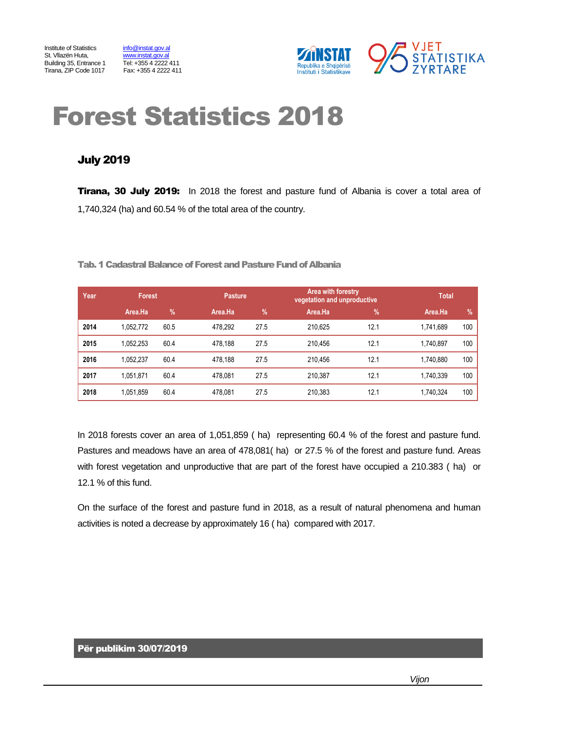Institute of Statistics
St. Vllazën Huta,
Building 35, Entrance 1
Tirana, ZIP Code 1017

info@instat.gov.al
www.instat.gov.al
Tel: +355 4 2222 411
Fax: +355 4 2222 411

# Forest Statistics 2018

## July 2019

**Tirana, 30 July 2019:** In 2018 the forest and pasture fund of Albania is cover a total area of 1,740,324 (ha) and 60.54 % of the total area of the country.

**Tab. 1 Cadastral Balance of Forest and Pasture Fund of Albania**

| Year | Forest | | Pasture | | Area with forestry vegetation and unproductive | | Total | |
|---|---|---|---|---|---|---|---|---|
| | Area.Ha | % | Area.Ha | % | Area.Ha | % | Area.Ha | % |
| **2014** | 1,052,772 | 60.5 | 478,292 | 27.5 | 210,625 | 12.1 | 1,741,689 | 100 |
| **2015** | 1,052,253 | 60.4 | 478,188 | 27.5 | 210,456 | 12.1 | 1,740,897 | 100 |
| **2016** | 1,052,237 | 60.4 | 478,188 | 27.5 | 210,456 | 12.1 | 1,740,880 | 100 |
| **2017** | 1,051,871 | 60.4 | 478,081 | 27.5 | 210,387 | 12.1 | 1,740,339 | 100 |
| **2018** | 1,051,859 | 60.4 | 478,081 | 27.5 | 210,383 | 12.1 | 1,740,324 | 100 |

In 2018 forests cover an area of 1,051,859 ( ha) representing 60.4 % of the forest and pasture fund. Pastures and meadows have an area of 478,081( ha) or 27.5 % of the forest and pasture fund. Areas with forest vegetation and unproductive that are part of the forest have occupied a 210.383 ( ha) or 12.1 % of this fund.

On the surface of the forest and pasture fund in 2018, as a result of natural phenomena and human activities is noted a decrease by approximately 16 ( ha) compared with 2017.

**Për publikim 30/07/2019**

*Vijon*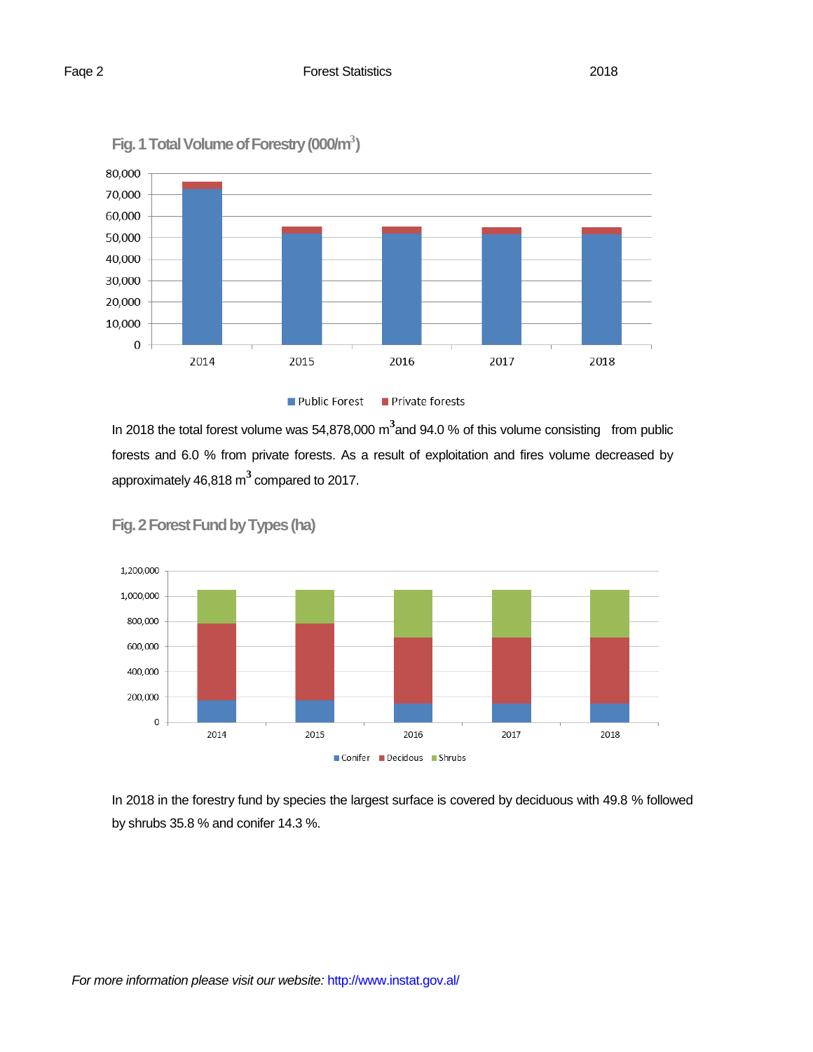**Fig. 1 Total Volume of Forestry (000/m$^3$)**

In 2018 the total forest volume was 54,878,000 m$^3$ and 94.0 % of this volume consisting from public forests and 6.0 % from private forests. As a result of exploitation and fires volume decreased by approximately 46,818 m$^3$ compared to 2017.

**Fig. 2 Forest Fund by Types (ha)**

In 2018 in the forestry fund by species the largest surface is covered by deciduous with 49.8 % followed by shrubs 35.8 % and conifer 14.3 %.

*For more information please visit our website:* http://www.instat.gov.al/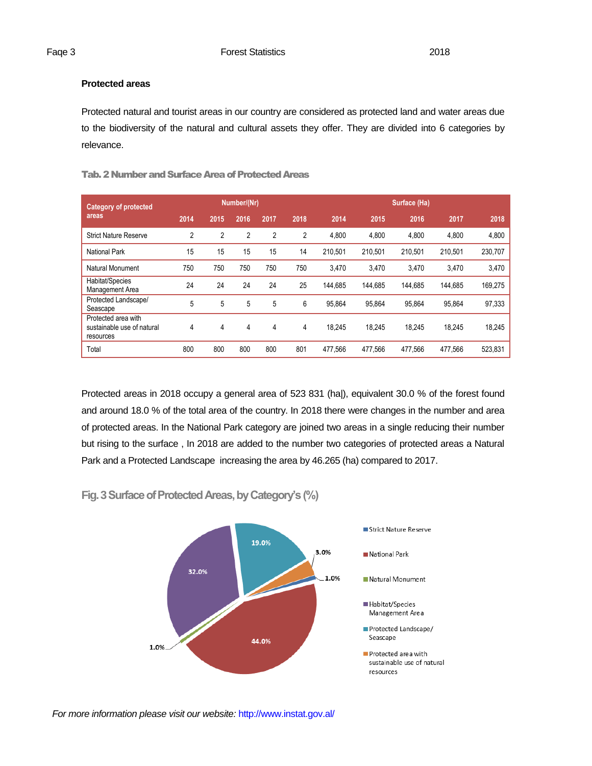**Protected areas**

Protected natural and tourist areas in our country are considered as protected land and water areas due to the biodiversity of the natural and cultural assets they offer. They are divided into 6 categories by relevance.

**Tab. 2 Number and Surface Area of Protected Areas**

| Category of protected areas | Number/(Nr) | | | | | Surface (Ha) | | | | |
|---|---|---|---|---|---|---|---|---|---|---|
| | 2014 | 2015 | 2016 | 2017 | 2018 | 2014 | 2015 | 2016 | 2017 | 2018 |
| Strict Nature Reserve | 2 | 2 | 2 | 2 | 2 | 4,800 | 4,800 | 4,800 | 4,800 | 4,800 |
| National Park | 15 | 15 | 15 | 15 | 14 | 210,501 | 210,501 | 210,501 | 210,501 | 230,707 |
| Natural Monument | 750 | 750 | 750 | 750 | 750 | 3,470 | 3,470 | 3,470 | 3,470 | 3,470 |
| Habitat/Species Management Area | 24 | 24 | 24 | 24 | 25 | 144,685 | 144,685 | 144,685 | 144,685 | 169,275 |
| Protected Landscape/ Seascape | 5 | 5 | 5 | 5 | 6 | 95,864 | 95,864 | 95,864 | 95,864 | 97,333 |
| Protected area with sustainable use of natural resources | 4 | 4 | 4 | 4 | 4 | 18,245 | 18,245 | 18,245 | 18,245 | 18,245 |
| Total | 800 | 800 | 800 | 800 | 801 | 477,566 | 477,566 | 477,566 | 477,566 | 523,831 |

Protected areas in 2018 occupy a general area of 523 831 (ha|), equivalent 30.0 % of the forest found and around 18.0 % of the total area of the country. In 2018 there were changes in the number and area of protected areas. In the National Park category are joined two areas in a single reducing their number but rising to the surface , In 2018 are added to the number two categories of protected areas a Natural Park and a Protected Landscape increasing the area by 46.265 (ha) compared to 2017.

**Fig. 3 Surface of Protected Areas, by Category's (%)**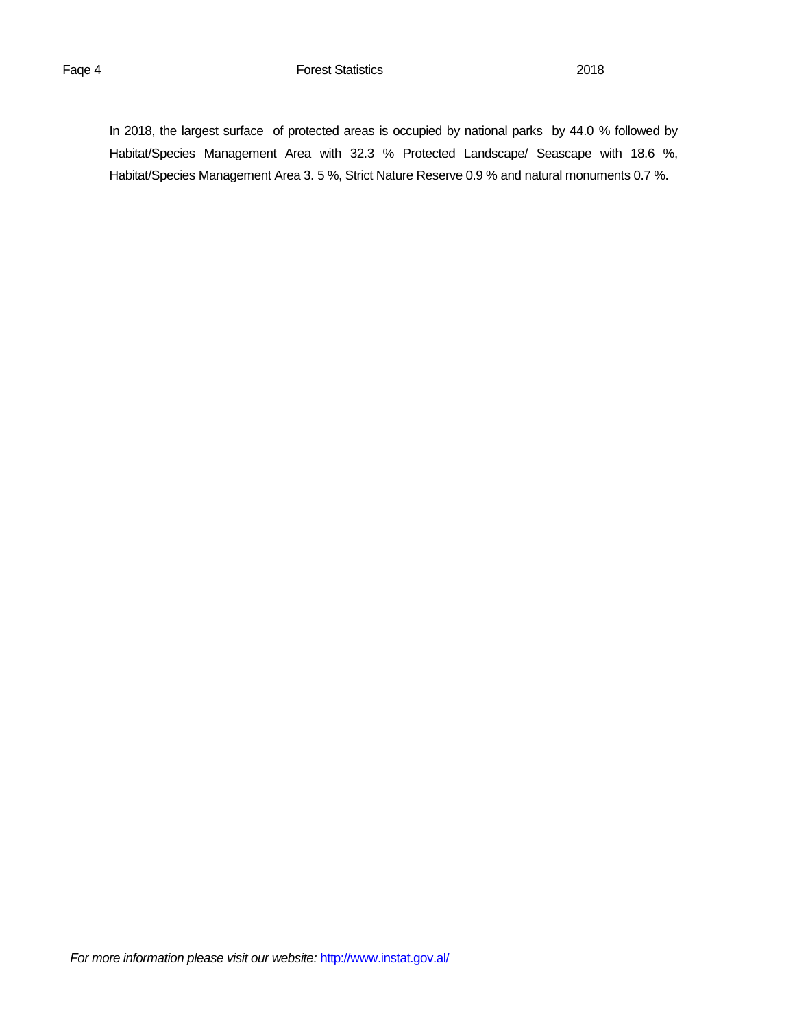In 2018, the largest surface of protected areas is occupied by national parks by 44.0 % followed by Habitat/Species Management Area with 32.3 % Protected Landscape/ Seascape with 18.6 %, Habitat/Species Management Area 3. 5 %, Strict Nature Reserve 0.9 % and natural monuments 0.7 %.

*For more information please visit our website:* http://www.instat.gov.al/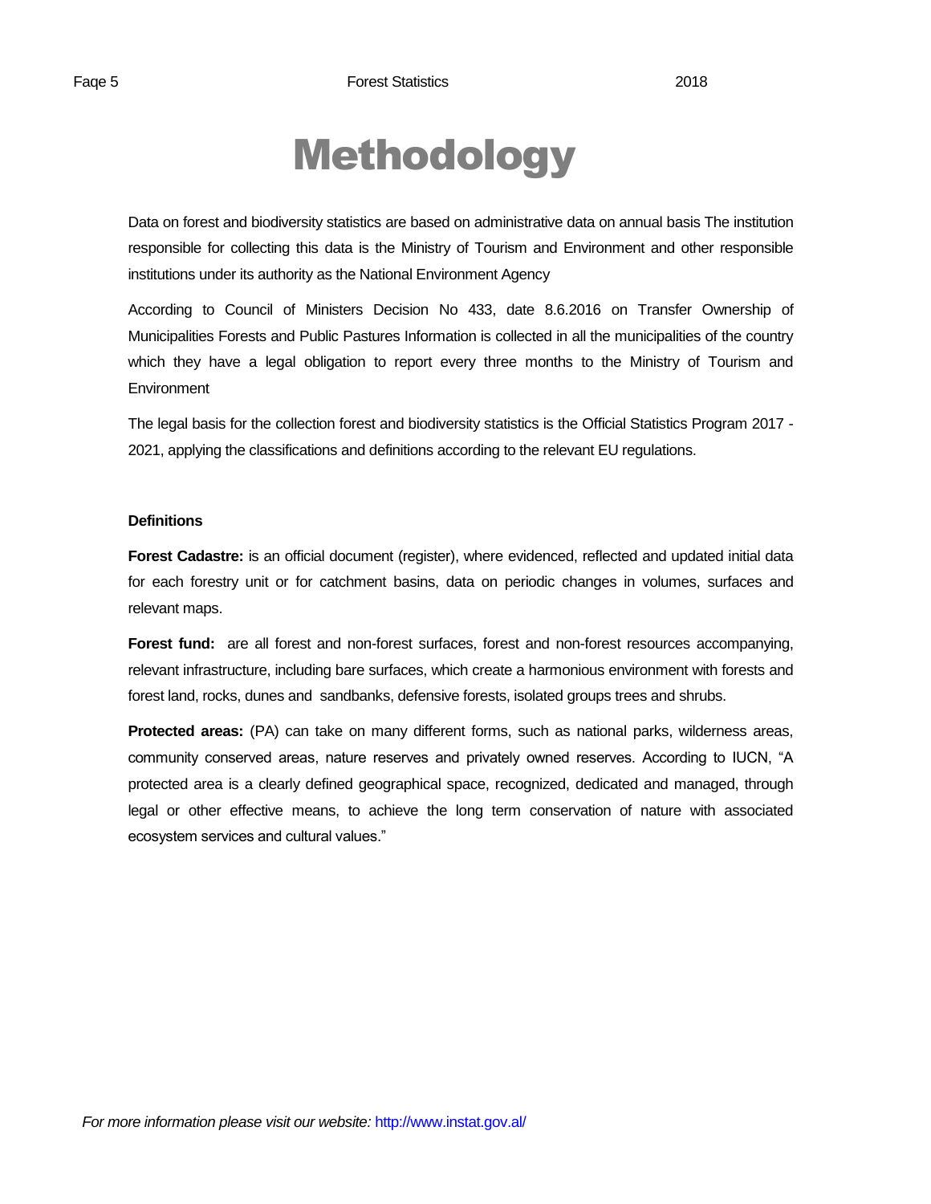# Methodology

Data on forest and biodiversity statistics are based on administrative data on annual basis The institution responsible for collecting this data is the Ministry of Tourism and Environment and other responsible institutions under its authority as the National Environment Agency

According to Council of Ministers Decision No 433, date 8.6.2016 on Transfer Ownership of Municipalities Forests and Public Pastures Information is collected in all the municipalities of the country which they have a legal obligation to report every three months to the Ministry of Tourism and Environment

The legal basis for the collection forest and biodiversity statistics is the Official Statistics Program 2017 - 2021, applying the classifications and definitions according to the relevant EU regulations.

**Definitions**

**Forest Cadastre:** is an official document (register), where evidenced, reflected and updated initial data for each forestry unit or for catchment basins, data on periodic changes in volumes, surfaces and relevant maps.

**Forest fund:** are all forest and non-forest surfaces, forest and non-forest resources accompanying, relevant infrastructure, including bare surfaces, which create a harmonious environment with forests and forest land, rocks, dunes and sandbanks, defensive forests, isolated groups trees and shrubs.

**Protected areas:** (PA) can take on many different forms, such as national parks, wilderness areas, community conserved areas, nature reserves and privately owned reserves. According to IUCN, "A protected area is a clearly defined geographical space, recognized, dedicated and managed, through legal or other effective means, to achieve the long term conservation of nature with associated ecosystem services and cultural values."